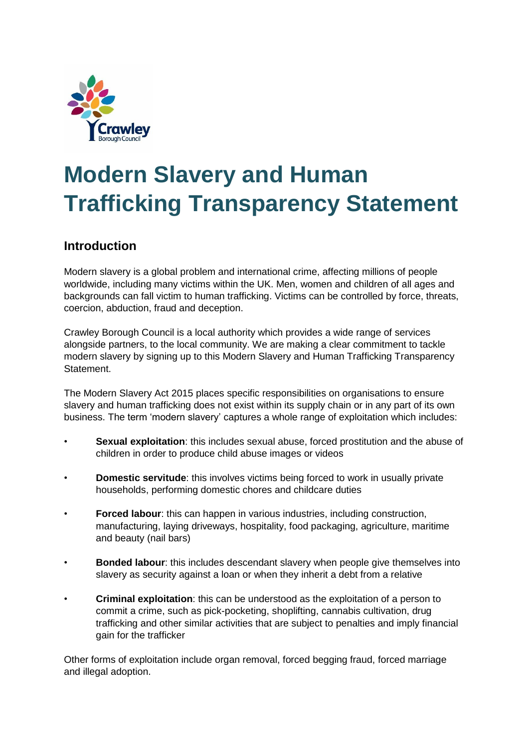# Modern Slavery and Human Trafficking Transparency Statement

## Introduction

Modern slavery is a global problem and international crime, affecting millions of people worldwide, including many victims within the UK. Men, women and children of all ages and backgrounds can fall victim to human trafficking. Victims can be controlled by force, threats, coercion, abduction, fraud and deception.

Crawley Borough Council is a local authority which provides a wide range of services alongside partners, to the local community. We are making a clear commitment to tackle modern slavery by signing up to this Modern Slavery and Human Trafficking Transparency Statement.

The Modern Slavery Act 2015 places specific responsibilities on organisations to ensure slavery and human trafficking does not exist within its supply chain or in any part of its own business. The term 'modern slavery' captures a whole range of exploitation which includes:

- **Sexual exploitation**: this includes sexual abuse, forced prostitution and the abuse of children in order to produce child abuse images or videos
- **Domestic servitude**: this involves victims being forced to work in usually private households, performing domestic chores and childcare duties
- **Forced labour**: this can happen in various industries, including construction, manufacturing, laying driveways, hospitality, food packaging, agriculture, maritime and beauty (nail bars)
- **Bonded labour**: this includes descendant slavery when people give themselves into slavery as security against a loan or when they inherit a debt from a relative
- **Criminal exploitation**: this can be understood as the exploitation of a person to commit a crime, such as pick-pocketing, shoplifting, cannabis cultivation, drug trafficking and other similar activities that are subject to penalties and imply financial gain for the trafficker

Other forms of exploitation include organ removal, forced begging fraud, forced marriage and illegal adoption.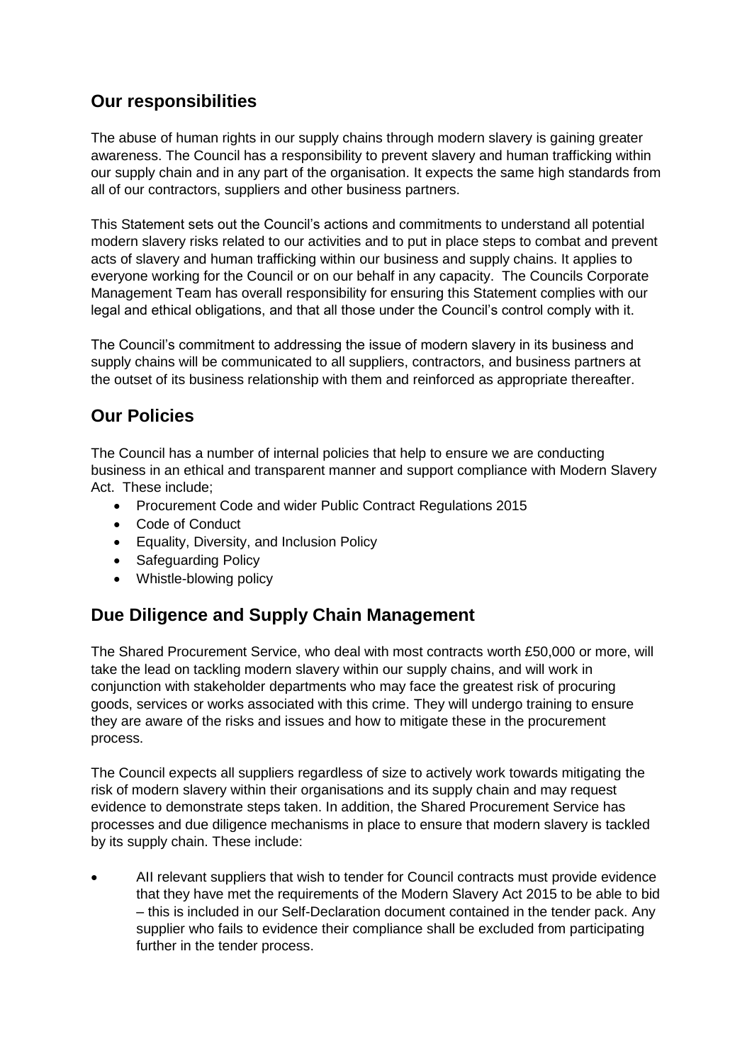## Our responsibilities

The abuse of human rights in our supply chains through modern slavery is gaining greater awareness. The Council has a responsibility to prevent slavery and human trafficking within our supply chain and in any part of the organisation. It expects the same high standards from all of our contractors, suppliers and other business partners.

This Statement sets out the Council's actions and commitments to understand all potential modern slavery risks related to our activities and to put in place steps to combat and prevent acts of slavery and human trafficking within our business and supply chains. It applies to everyone working for the Council or on our behalf in any capacity. The Councils Corporate Management Team has overall responsibility for ensuring this Statement complies with our legal and ethical obligations, and that all those under the Council's control comply with it.

The Council's commitment to addressing the issue of modern slavery in its business and supply chains will be communicated to all suppliers, contractors, and business partners at the outset of its business relationship with them and reinforced as appropriate thereafter.

## Our Policies

The Council has a number of internal policies that help to ensure we are conducting business in an ethical and transparent manner and support compliance with Modern Slavery Act. These include;

- Procurement Code and wider Public Contract Regulations 2015
- Code of Conduct
- Equality, Diversity, and Inclusion Policy
- Safeguarding Policy
- Whistle-blowing policy

## Due Diligence and Supply Chain Management

The Shared Procurement Service, who deal with most contracts worth £50,000 or more, will take the lead on tackling modern slavery within our supply chains, and will work in conjunction with stakeholder departments who may face the greatest risk of procuring goods, services or works associated with this crime. They will undergo training to ensure they are aware of the risks and issues and how to mitigate these in the procurement process.

The Council expects all suppliers regardless of size to actively work towards mitigating the risk of modern slavery within their organisations and its supply chain and may request evidence to demonstrate steps taken. In addition, the Shared Procurement Service has processes and due diligence mechanisms in place to ensure that modern slavery is tackled by its supply chain. These include:

- All relevant suppliers that wish to tender for Council contracts must provide evidence that they have met the requirements of the Modern Slavery Act 2015 to be able to bid – this is included in our Self-Declaration document contained in the tender pack. Any supplier who fails to evidence their compliance shall be excluded from participating further in the tender process.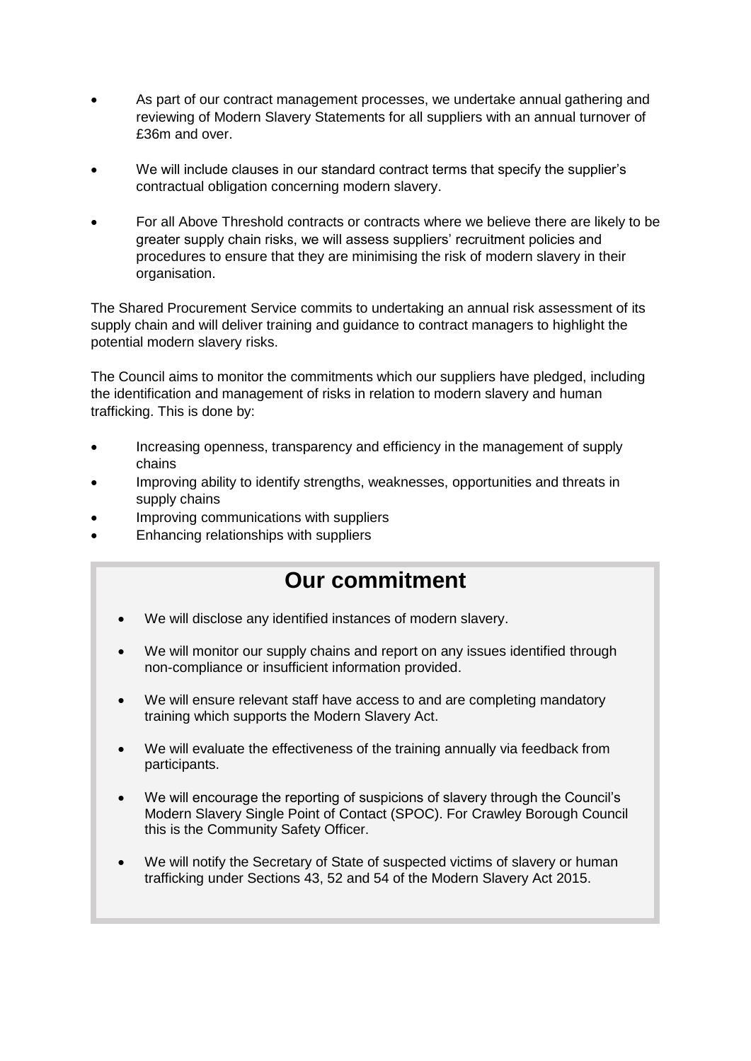- As part of our contract management processes, we undertake annual gathering and reviewing of Modern Slavery Statements for all suppliers with an annual turnover of £36m and over.

- We will include clauses in our standard contract terms that specify the supplier's contractual obligation concerning modern slavery.

- For all Above Threshold contracts or contracts where we believe there are likely to be greater supply chain risks, we will assess suppliers' recruitment policies and procedures to ensure that they are minimising the risk of modern slavery in their organisation.

The Shared Procurement Service commits to undertaking an annual risk assessment of its supply chain and will deliver training and guidance to contract managers to highlight the potential modern slavery risks.

The Council aims to monitor the commitments which our suppliers have pledged, including the identification and management of risks in relation to modern slavery and human trafficking. This is done by:

- Increasing openness, transparency and efficiency in the management of supply chains
- Improving ability to identify strengths, weaknesses, opportunities and threats in supply chains
- Improving communications with suppliers
- Enhancing relationships with suppliers

## Our commitment

- We will disclose any identified instances of modern slavery.

- We will monitor our supply chains and report on any issues identified through non-compliance or insufficient information provided.

- We will ensure relevant staff have access to and are completing mandatory training which supports the Modern Slavery Act.

- We will evaluate the effectiveness of the training annually via feedback from participants.

- We will encourage the reporting of suspicions of slavery through the Council's Modern Slavery Single Point of Contact (SPOC). For Crawley Borough Council this is the Community Safety Officer.

- We will notify the Secretary of State of suspected victims of slavery or human trafficking under Sections 43, 52 and 54 of the Modern Slavery Act 2015.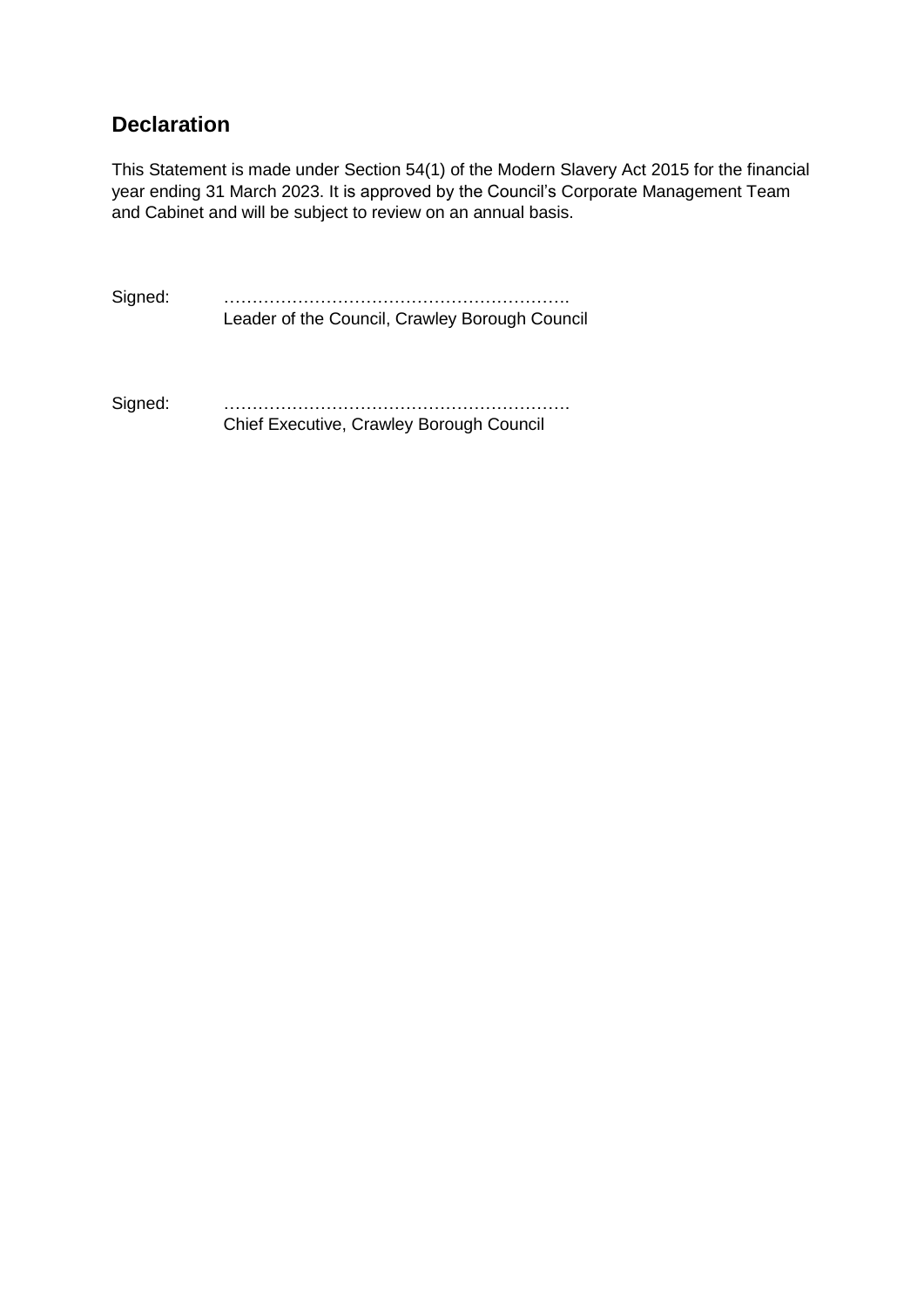## Declaration

This Statement is made under Section 54(1) of the Modern Slavery Act 2015 for the financial year ending 31 March 2023. It is approved by the Council's Corporate Management Team and Cabinet and will be subject to review on an annual basis.

Signed: …………………………………………………….
Leader of the Council, Crawley Borough Council

Signed: …………………………………………………….
Chief Executive, Crawley Borough Council